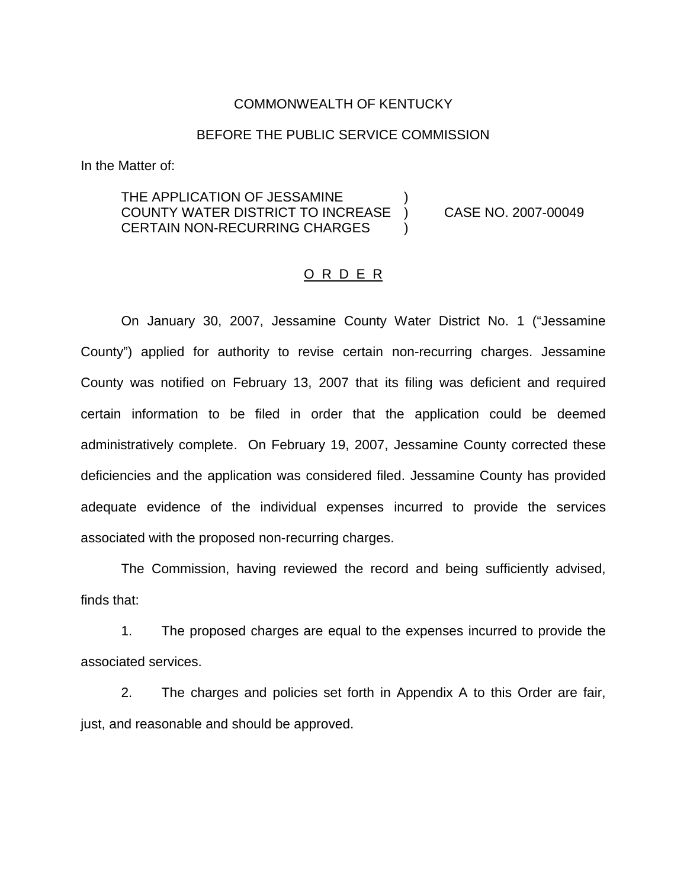COMMONWEALTH OF KENTUCKY

BEFORE THE PUBLIC SERVICE COMMISSION

In the Matter of:

THE APPLICATION OF JESSAMINE COUNTY WATER DISTRICT TO INCREASE CERTAIN NON-RECURRING CHARGES ) CASE NO. 2007-00049

O R D E R

On January 30, 2007, Jessamine County Water District No. 1 ("Jessamine County") applied for authority to revise certain non-recurring charges. Jessamine County was notified on February 13, 2007 that its filing was deficient and required certain information to be filed in order that the application could be deemed administratively complete. On February 19, 2007, Jessamine County corrected these deficiencies and the application was considered filed. Jessamine County has provided adequate evidence of the individual expenses incurred to provide the services associated with the proposed non-recurring charges.

The Commission, having reviewed the record and being sufficiently advised, finds that:

1. The proposed charges are equal to the expenses incurred to provide the associated services.

2. The charges and policies set forth in Appendix A to this Order are fair, just, and reasonable and should be approved.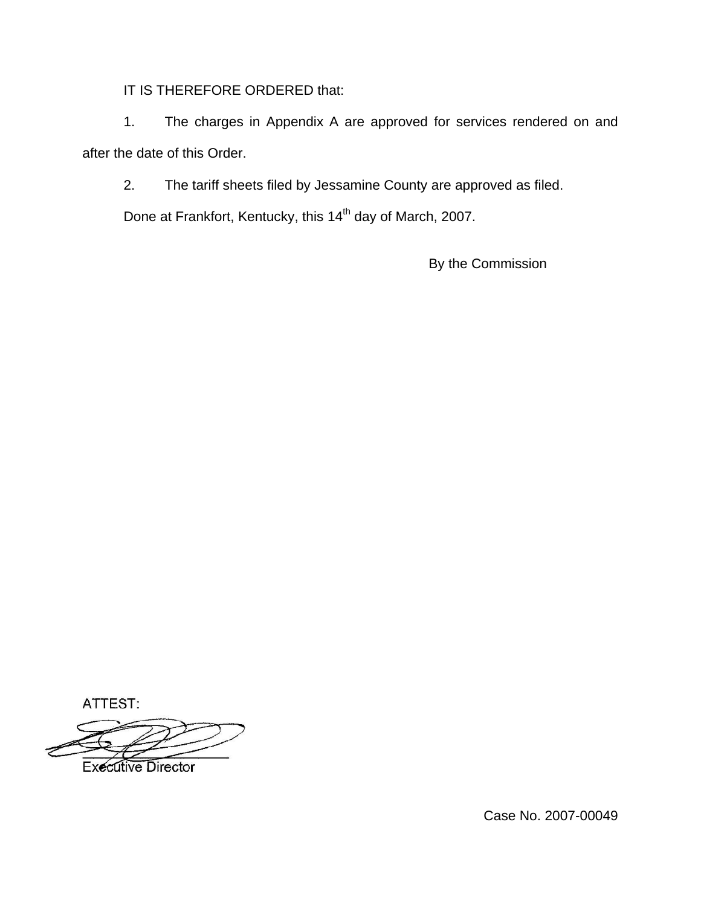IT IS THEREFORE ORDERED that:

1. The charges in Appendix A are approved for services rendered on and after the date of this Order.

2. The tariff sheets filed by Jessamine County are approved as filed.

Done at Frankfort, Kentucky, this 14th day of March, 2007.

By the Commission

ATTEST:

Executive Director

Case No. 2007-00049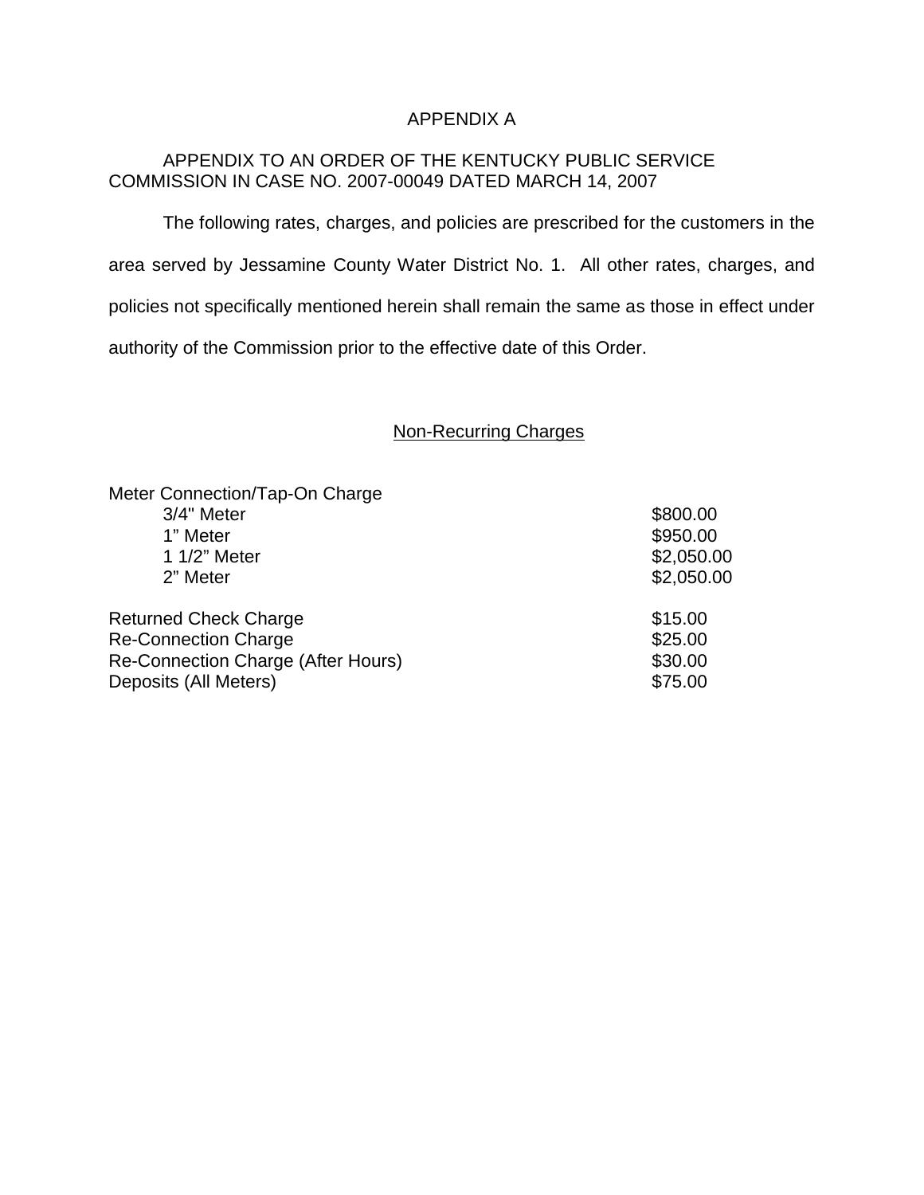# APPENDIX A

APPENDIX TO AN ORDER OF THE KENTUCKY PUBLIC SERVICE COMMISSION IN CASE NO. 2007-00049 DATED MARCH 14, 2007

The following rates, charges, and policies are prescribed for the customers in the area served by Jessamine County Water District No. 1. All other rates, charges, and policies not specifically mentioned herein shall remain the same as those in effect under authority of the Commission prior to the effective date of this Order.

## Non-Recurring Charges

| | |
|---|---|
| Meter Connection/Tap-On Charge | |
| 3/4" Meter | \$800.00 |
| 1" Meter | \$950.00 |
| 1 1/2" Meter | \$2,050.00 |
| 2" Meter | \$2,050.00 |
| Returned Check Charge | \$15.00 |
| Re-Connection Charge | \$25.00 |
| Re-Connection Charge (After Hours) | \$30.00 |
| Deposits (All Meters) | \$75.00 |